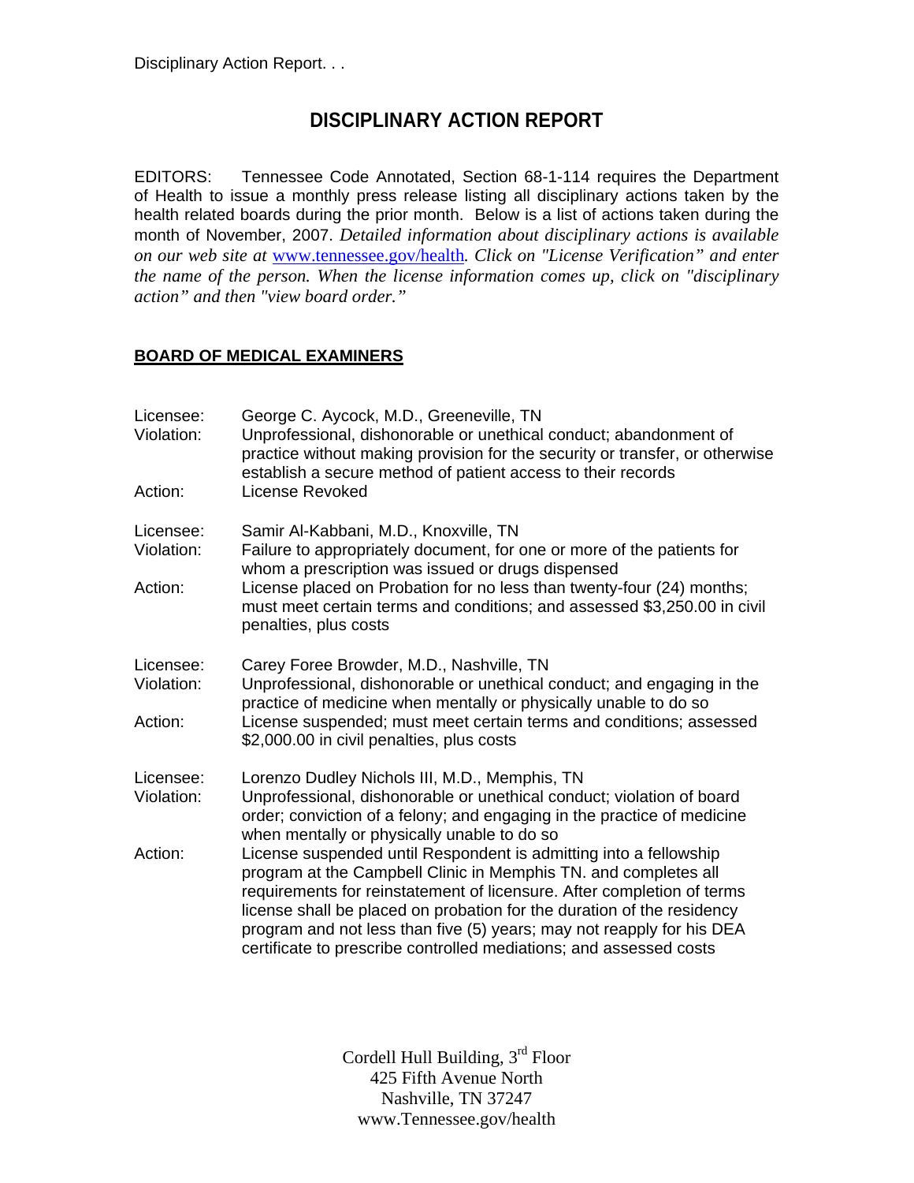# DISCIPLINARY ACTION REPORT

EDITORS: Tennessee Code Annotated, Section 68-1-114 requires the Department of Health to issue a monthly press release listing all disciplinary actions taken by the health related boards during the prior month. Below is a list of actions taken during the month of November, 2007. *Detailed information about disciplinary actions is available on our web site at* www.tennessee.gov/health*. Click on "License Verification" and enter the name of the person. When the license information comes up, click on "disciplinary action" and then "view board order."*

## BOARD OF MEDICAL EXAMINERS

Licensee: George C. Aycock, M.D., Greeneville, TN
Violation: Unprofessional, dishonorable or unethical conduct; abandonment of practice without making provision for the security or transfer, or otherwise establish a secure method of patient access to their records
Action: License Revoked

Licensee: Samir Al-Kabbani, M.D., Knoxville, TN
Violation: Failure to appropriately document, for one or more of the patients for whom a prescription was issued or drugs dispensed
Action: License placed on Probation for no less than twenty-four (24) months; must meet certain terms and conditions; and assessed $3,250.00 in civil penalties, plus costs

Licensee: Carey Foree Browder, M.D., Nashville, TN
Violation: Unprofessional, dishonorable or unethical conduct; and engaging in the practice of medicine when mentally or physically unable to do so
Action: License suspended; must meet certain terms and conditions; assessed $2,000.00 in civil penalties, plus costs

Licensee: Lorenzo Dudley Nichols III, M.D., Memphis, TN
Violation: Unprofessional, dishonorable or unethical conduct; violation of board order; conviction of a felony; and engaging in the practice of medicine when mentally or physically unable to do so
Action: License suspended until Respondent is admitting into a fellowship program at the Campbell Clinic in Memphis TN. and completes all requirements for reinstatement of licensure. After completion of terms license shall be placed on probation for the duration of the residency program and not less than five (5) years; may not reapply for his DEA certificate to prescribe controlled mediations; and assessed costs

Cordell Hull Building, 3rd Floor
425 Fifth Avenue North
Nashville, TN 37247
www.Tennessee.gov/health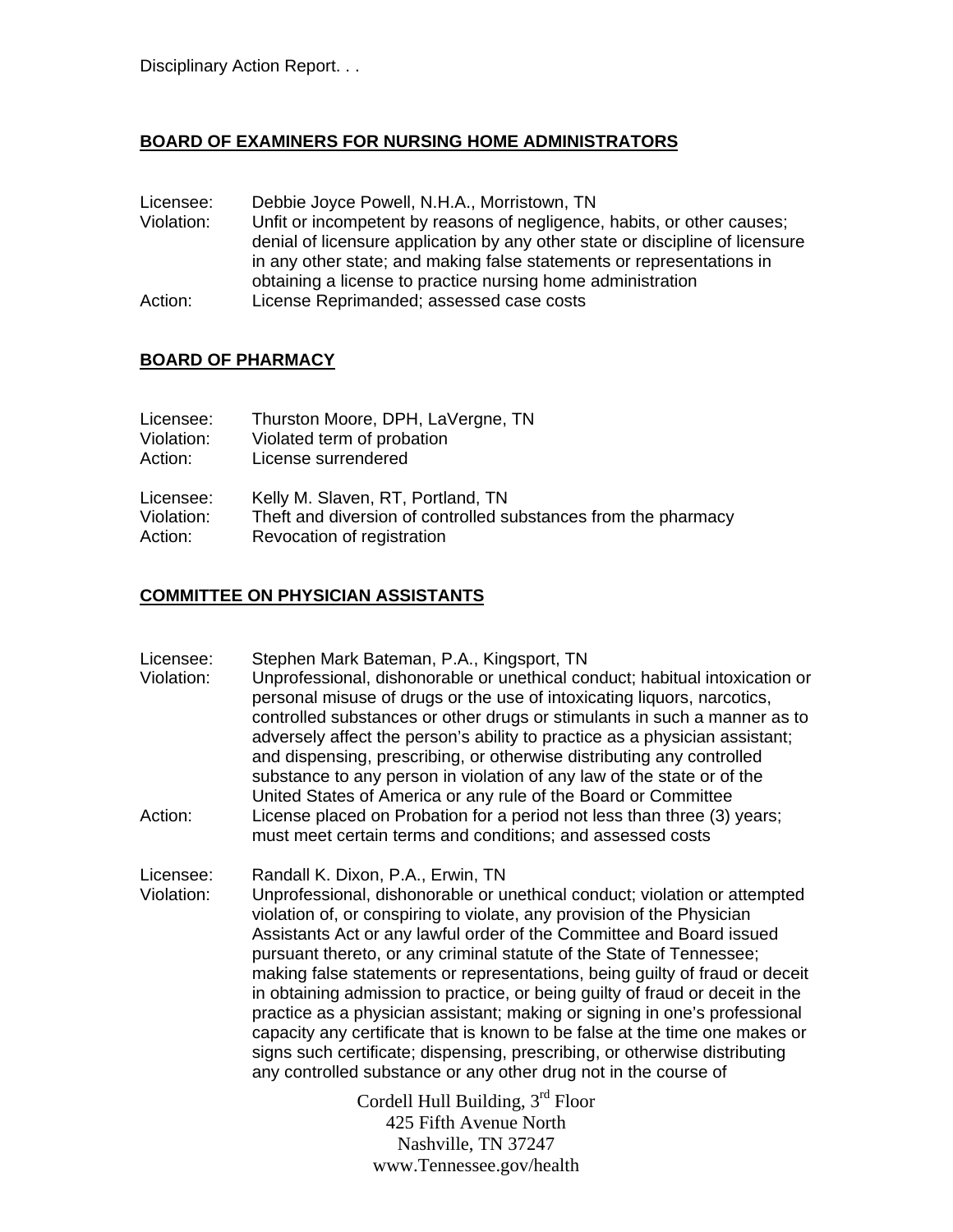## BOARD OF EXAMINERS FOR NURSING HOME ADMINISTRATORS

Licensee: Debbie Joyce Powell, N.H.A., Morristown, TN
Violation: Unfit or incompetent by reasons of negligence, habits, or other causes; denial of licensure application by any other state or discipline of licensure in any other state; and making false statements or representations in obtaining a license to practice nursing home administration
Action: License Reprimanded; assessed case costs

## BOARD OF PHARMACY

Licensee: Thurston Moore, DPH, LaVergne, TN
Violation: Violated term of probation
Action: License surrendered

Licensee: Kelly M. Slaven, RT, Portland, TN
Violation: Theft and diversion of controlled substances from the pharmacy
Action: Revocation of registration

## COMMITTEE ON PHYSICIAN ASSISTANTS

Licensee: Stephen Mark Bateman, P.A., Kingsport, TN
Violation: Unprofessional, dishonorable or unethical conduct; habitual intoxication or personal misuse of drugs or the use of intoxicating liquors, narcotics, controlled substances or other drugs or stimulants in such a manner as to adversely affect the person's ability to practice as a physician assistant; and dispensing, prescribing, or otherwise distributing any controlled substance to any person in violation of any law of the state or of the United States of America or any rule of the Board or Committee
Action: License placed on Probation for a period not less than three (3) years; must meet certain terms and conditions; and assessed costs

Licensee: Randall K. Dixon, P.A., Erwin, TN
Violation: Unprofessional, dishonorable or unethical conduct; violation or attempted violation of, or conspiring to violate, any provision of the Physician Assistants Act or any lawful order of the Committee and Board issued pursuant thereto, or any criminal statute of the State of Tennessee; making false statements or representations, being guilty of fraud or deceit in obtaining admission to practice, or being guilty of fraud or deceit in the practice as a physician assistant; making or signing in one's professional capacity any certificate that is known to be false at the time one makes or signs such certificate; dispensing, prescribing, or otherwise distributing any controlled substance or any other drug not in the course of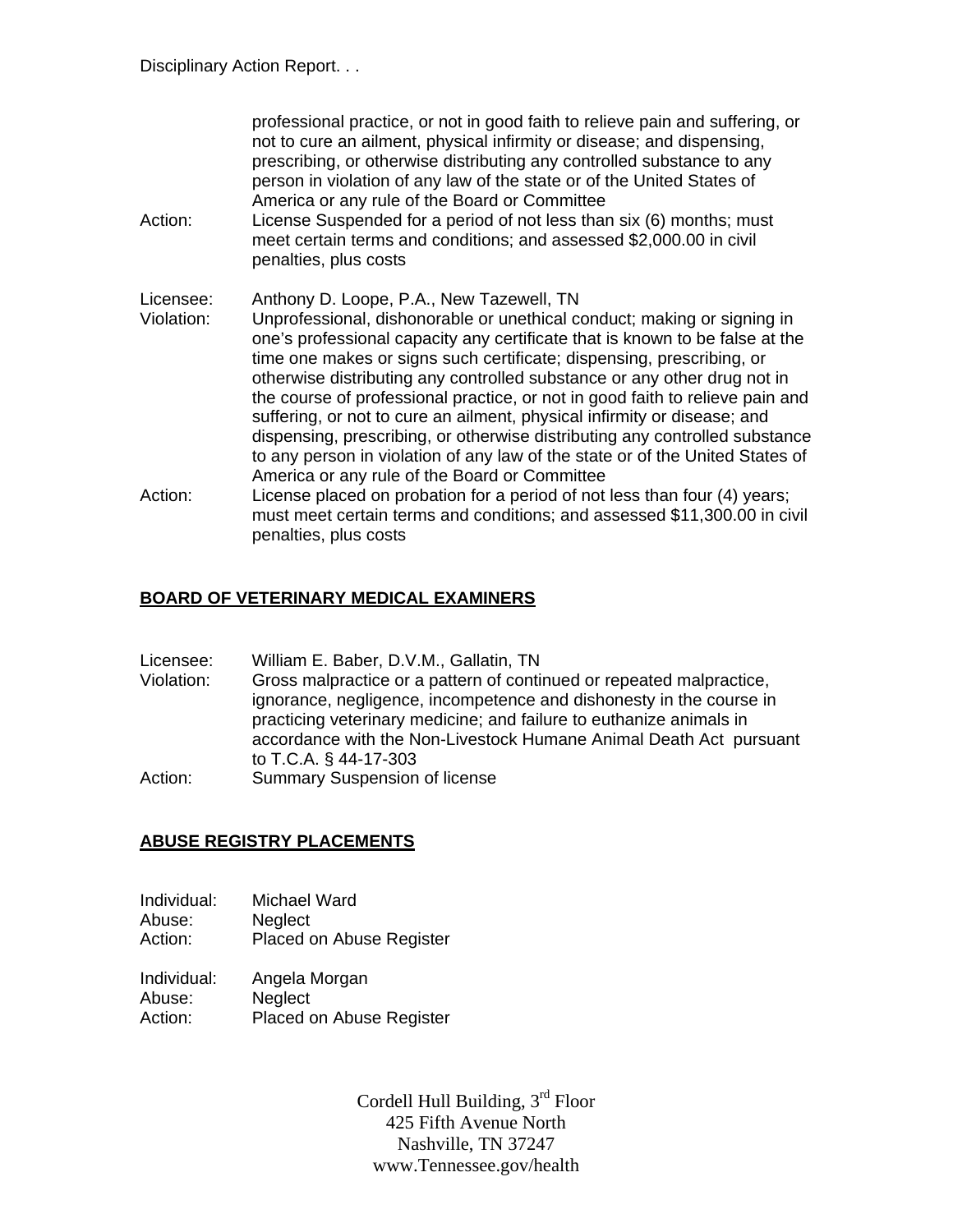professional practice, or not in good faith to relieve pain and suffering, or not to cure an ailment, physical infirmity or disease; and dispensing, prescribing, or otherwise distributing any controlled substance to any person in violation of any law of the state or of the United States of America or any rule of the Board or Committee

Action: License Suspended for a period of not less than six (6) months; must meet certain terms and conditions; and assessed $2,000.00 in civil penalties, plus costs

Licensee: Anthony D. Loope, P.A., New Tazewell, TN

Violation: Unprofessional, dishonorable or unethical conduct; making or signing in one's professional capacity any certificate that is known to be false at the time one makes or signs such certificate; dispensing, prescribing, or otherwise distributing any controlled substance or any other drug not in the course of professional practice, or not in good faith to relieve pain and suffering, or not to cure an ailment, physical infirmity or disease; and dispensing, prescribing, or otherwise distributing any controlled substance to any person in violation of any law of the state or of the United States of America or any rule of the Board or Committee

Action: License placed on probation for a period of not less than four (4) years; must meet certain terms and conditions; and assessed $11,300.00 in civil penalties, plus costs

## BOARD OF VETERINARY MEDICAL EXAMINERS

Licensee: William E. Baber, D.V.M., Gallatin, TN

Violation: Gross malpractice or a pattern of continued or repeated malpractice, ignorance, negligence, incompetence and dishonesty in the course in practicing veterinary medicine; and failure to euthanize animals in accordance with the Non-Livestock Humane Animal Death Act pursuant to T.C.A. § 44-17-303

Action: Summary Suspension of license

## ABUSE REGISTRY PLACEMENTS

Individual: Michael Ward
Abuse: Neglect
Action: Placed on Abuse Register

Individual: Angela Morgan
Abuse: Neglect
Action: Placed on Abuse Register

Cordell Hull Building, 3rd Floor
425 Fifth Avenue North
Nashville, TN 37247
www.Tennessee.gov/health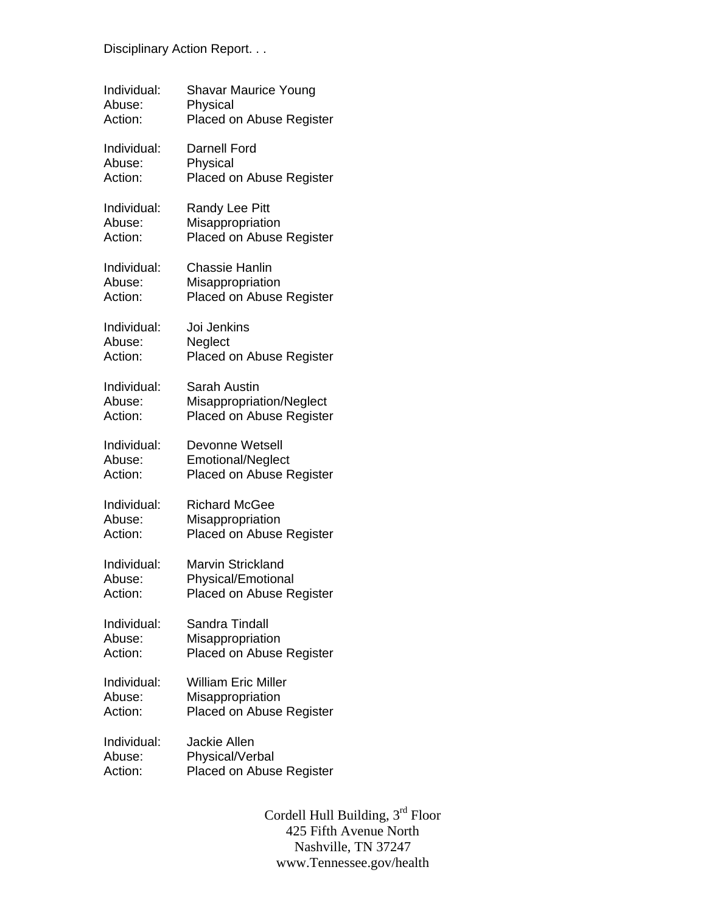Individual: Shavar Maurice Young
Abuse: Physical
Action: Placed on Abuse Register

Individual: Darnell Ford
Abuse: Physical
Action: Placed on Abuse Register

Individual: Randy Lee Pitt
Abuse: Misappropriation
Action: Placed on Abuse Register

Individual: Chassie Hanlin
Abuse: Misappropriation
Action: Placed on Abuse Register

Individual: Joi Jenkins
Abuse: Neglect
Action: Placed on Abuse Register

Individual: Sarah Austin
Abuse: Misappropriation/Neglect
Action: Placed on Abuse Register

Individual: Devonne Wetsell
Abuse: Emotional/Neglect
Action: Placed on Abuse Register

Individual: Richard McGee
Abuse: Misappropriation
Action: Placed on Abuse Register

Individual: Marvin Strickland
Abuse: Physical/Emotional
Action: Placed on Abuse Register

Individual: Sandra Tindall
Abuse: Misappropriation
Action: Placed on Abuse Register

Individual: William Eric Miller
Abuse: Misappropriation
Action: Placed on Abuse Register

Individual: Jackie Allen
Abuse: Physical/Verbal
Action: Placed on Abuse Register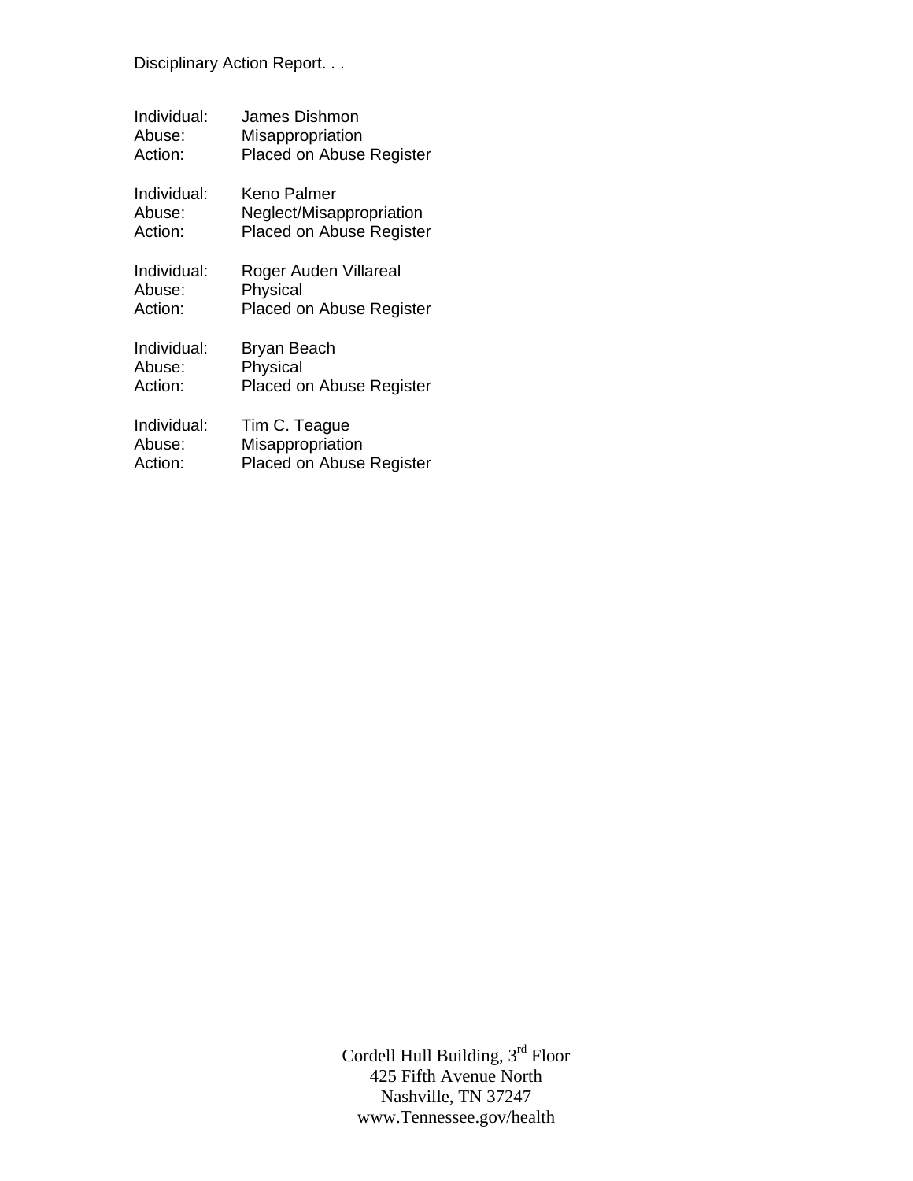Individual: James Dishmon
Abuse: Misappropriation
Action: Placed on Abuse Register

Individual: Keno Palmer
Abuse: Neglect/Misappropriation
Action: Placed on Abuse Register

Individual: Roger Auden Villareal
Abuse: Physical
Action: Placed on Abuse Register

Individual: Bryan Beach
Abuse: Physical
Action: Placed on Abuse Register

Individual: Tim C. Teague
Abuse: Misappropriation
Action: Placed on Abuse Register

Cordell Hull Building, 3rd Floor
425 Fifth Avenue North
Nashville, TN 37247
www.Tennessee.gov/health